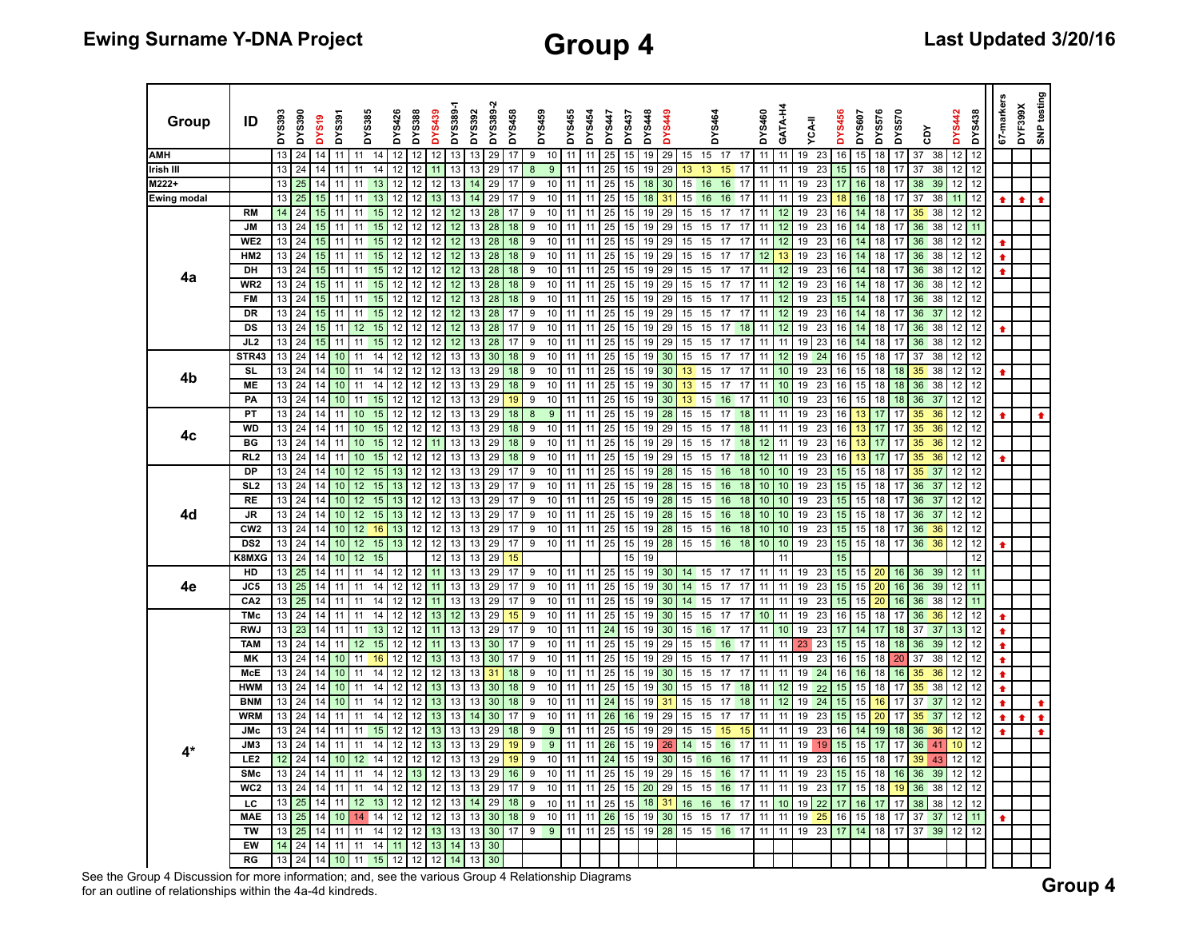**Ewing Surname Y-DNA Project**

# Group 4

**Last Updated 3/20/16**

| Group | ID | DYS393 | DYS390 | DYS19 | DYS391 | DYS385 | | DYS426 | DYS388 | DYS439 | DYS389-1 | DYS392 | DYS389-2 | DYS458 | DYS459 | | DYS455 | DYS454 | DYS447 | DYS437 | DYS448 | DYS449 | DYS464 | | | | DYS460 | GATA-H4 | YCA-II | | DYS456 | DYS607 | DYS576 | DYS570 | CDY | | DYS442 | DYS438 | 67-markers | DYF399X | SNP testing |
|---|---|---|---|---|---|---|---|---|---|---|---|---|---|---|---|---|---|---|---|---|---|---|---|---|---|---|---|---|---|---|---|---|---|---|---|---|---|---|---|---|---|
| AMH | | 13 | 24 | 14 | 11 | 11 | 14 | 12 | 12 | 12 | 13 | 13 | 29 | 17 | 9 | 10 | 11 | 11 | 25 | 15 | 19 | 29 | 15 | 15 | 17 | 17 | 11 | 11 | 19 | 23 | 16 | 15 | 18 | 17 | 37 | 38 | 12 | 12 | | | |
| Irish III | | 13 | 24 | 14 | 11 | 11 | 14 | 12 | 12 | 11 | 13 | 13 | 29 | 17 | 8 | 9 | 11 | 11 | 25 | 15 | 19 | 29 | 13 | 13 | 15 | 17 | 11 | 11 | 19 | 23 | 15 | 15 | 18 | 17 | 37 | 38 | 12 | 12 | | | |
| M222+ | | 13 | 25 | 14 | 11 | 11 | 13 | 12 | 12 | 12 | 13 | 14 | 29 | 17 | 9 | 10 | 11 | 11 | 25 | 15 | 18 | 30 | 15 | 16 | 16 | 17 | 11 | 11 | 19 | 23 | 17 | 16 | 18 | 17 | 38 | 39 | 12 | 12 | | | |
| Ewing modal | | 13 | 25 | 15 | 11 | 11 | 13 | 12 | 12 | 13 | 13 | 14 | 29 | 17 | 9 | 10 | 11 | 11 | 25 | 15 | 18 | 31 | 15 | 16 | 16 | 17 | 11 | 11 | 19 | 23 | 18 | 16 | 18 | 17 | 37 | 38 | 11 | 12 | ↑ | ↑ | ↑ |
| 4a | RM | 14 | 24 | 15 | 11 | 11 | 15 | 12 | 12 | 12 | 12 | 13 | 28 | 17 | 9 | 10 | 11 | 11 | 25 | 15 | 19 | 29 | 15 | 15 | 17 | 17 | 11 | 12 | 19 | 23 | 16 | 14 | 18 | 17 | 35 | 38 | 12 | 12 | | | |
| | JM | 13 | 24 | 15 | 11 | 11 | 15 | 12 | 12 | 12 | 12 | 13 | 28 | 18 | 9 | 10 | 11 | 11 | 25 | 15 | 19 | 29 | 15 | 15 | 17 | 17 | 11 | 12 | 19 | 23 | 16 | 14 | 18 | 17 | 36 | 38 | 12 | 11 | | | |
| | WE2 | 13 | 24 | 15 | 11 | 11 | 15 | 12 | 12 | 12 | 12 | 13 | 28 | 18 | 9 | 10 | 11 | 11 | 25 | 15 | 19 | 29 | 15 | 15 | 17 | 17 | 11 | 12 | 19 | 23 | 16 | 14 | 18 | 17 | 36 | 38 | 12 | 12 | ↑ | | |
| | HM2 | 13 | 24 | 15 | 11 | 11 | 15 | 12 | 12 | 12 | 12 | 13 | 28 | 18 | 9 | 10 | 11 | 11 | 25 | 15 | 19 | 29 | 15 | 15 | 17 | 17 | 12 | 13 | 19 | 23 | 16 | 14 | 18 | 17 | 36 | 38 | 12 | 12 | ↑ | | |
| | DH | 13 | 24 | 15 | 11 | 11 | 15 | 12 | 12 | 12 | 12 | 13 | 28 | 18 | 9 | 10 | 11 | 11 | 25 | 15 | 19 | 29 | 15 | 15 | 17 | 17 | 11 | 12 | 19 | 23 | 16 | 14 | 18 | 17 | 36 | 38 | 12 | 12 | ↑ | | |
| | WR2 | 13 | 24 | 15 | 11 | 11 | 15 | 12 | 12 | 12 | 12 | 13 | 28 | 18 | 9 | 10 | 11 | 11 | 25 | 15 | 19 | 29 | 15 | 15 | 17 | 17 | 11 | 12 | 19 | 23 | 16 | 14 | 18 | 17 | 36 | 38 | 12 | 12 | | | |
| | FM | 13 | 24 | 15 | 11 | 11 | 15 | 12 | 12 | 12 | 12 | 13 | 28 | 18 | 9 | 10 | 11 | 11 | 25 | 15 | 19 | 29 | 15 | 15 | 17 | 17 | 11 | 12 | 19 | 23 | 15 | 14 | 18 | 17 | 36 | 38 | 12 | 12 | | | |
| | DR | 13 | 24 | 15 | 11 | 11 | 15 | 12 | 12 | 12 | 12 | 13 | 28 | 17 | 9 | 10 | 11 | 11 | 25 | 15 | 19 | 29 | 15 | 15 | 17 | 17 | 11 | 12 | 19 | 23 | 16 | 14 | 18 | 17 | 36 | 37 | 12 | 12 | | | |
| | DS | 13 | 24 | 15 | 11 | 12 | 15 | 12 | 12 | 12 | 12 | 13 | 28 | 17 | 9 | 10 | 11 | 11 | 25 | 15 | 19 | 29 | 15 | 15 | 17 | 18 | 11 | 12 | 19 | 23 | 16 | 14 | 18 | 17 | 36 | 38 | 12 | 12 | ↑ | | |
| | JL2 | 13 | 24 | 15 | 11 | 11 | 15 | 12 | 12 | 12 | 12 | 13 | 28 | 17 | 9 | 10 | 11 | 11 | 25 | 15 | 19 | 29 | 15 | 15 | 17 | 17 | 11 | 11 | 19 | 23 | 16 | 14 | 18 | 17 | 36 | 38 | 12 | 12 | | | |
| 4b | STR43 | 13 | 24 | 14 | 10 | 11 | 14 | 12 | 12 | 12 | 13 | 13 | 30 | 18 | 9 | 10 | 11 | 11 | 25 | 15 | 19 | 30 | 15 | 15 | 17 | 17 | 11 | 12 | 19 | 24 | 16 | 15 | 18 | 17 | 37 | 38 | 12 | 12 | | | |
| | SL | 13 | 24 | 14 | 10 | 11 | 14 | 12 | 12 | 12 | 13 | 13 | 29 | 18 | 9 | 10 | 11 | 11 | 25 | 15 | 19 | 30 | 13 | 15 | 17 | 17 | 11 | 10 | 19 | 23 | 16 | 15 | 18 | 18 | 35 | 38 | 12 | 12 | ↑ | | |
| | ME | 13 | 24 | 14 | 10 | 11 | 14 | 12 | 12 | 12 | 13 | 13 | 29 | 18 | 9 | 10 | 11 | 11 | 25 | 15 | 19 | 30 | 13 | 15 | 17 | 17 | 11 | 10 | 19 | 23 | 16 | 15 | 18 | 18 | 36 | 38 | 12 | 12 | | | |
| | PA | 13 | 24 | 14 | 10 | 11 | 15 | 12 | 12 | 12 | 13 | 13 | 29 | 19 | 9 | 10 | 11 | 11 | 25 | 15 | 19 | 30 | 13 | 15 | 16 | 17 | 11 | 10 | 19 | 23 | 16 | 15 | 18 | 18 | 36 | 37 | 12 | 12 | | | |
| 4c | PT | 13 | 24 | 14 | 11 | 10 | 15 | 12 | 12 | 12 | 13 | 13 | 29 | 18 | 8 | 9 | 11 | 11 | 25 | 15 | 19 | 28 | 15 | 15 | 17 | 18 | 11 | 11 | 19 | 23 | 16 | 13 | 17 | 17 | 35 | 36 | 12 | 12 | ↑ | | ↑ |
| | WD | 13 | 24 | 14 | 11 | 10 | 15 | 12 | 12 | 12 | 13 | 13 | 29 | 18 | 9 | 10 | 11 | 11 | 25 | 15 | 19 | 29 | 15 | 15 | 17 | 18 | 11 | 11 | 19 | 23 | 16 | 13 | 17 | 17 | 35 | 36 | 12 | 12 | | | |
| | BG | 13 | 24 | 14 | 11 | 10 | 15 | 12 | 12 | 11 | 13 | 13 | 29 | 18 | 9 | 10 | 11 | 11 | 25 | 15 | 19 | 29 | 15 | 15 | 17 | 18 | 12 | 11 | 19 | 23 | 16 | 13 | 17 | 17 | 35 | 36 | 12 | 12 | | | |
| | RL2 | 13 | 24 | 14 | 11 | 10 | 15 | 12 | 12 | 12 | 13 | 13 | 29 | 18 | 9 | 10 | 11 | 11 | 25 | 15 | 19 | 29 | 15 | 15 | 17 | 18 | 12 | 11 | 19 | 23 | 16 | 13 | 17 | 17 | 35 | 36 | 12 | 12 | ↑ | | |
| 4d | DP | 13 | 24 | 14 | 10 | 12 | 15 | 13 | 12 | 12 | 13 | 13 | 29 | 17 | 9 | 10 | 11 | 11 | 25 | 15 | 19 | 28 | 15 | 15 | 16 | 18 | 10 | 10 | 19 | 23 | 15 | 15 | 18 | 17 | 35 | 37 | 12 | 12 | | | |
| | SL2 | 13 | 24 | 14 | 10 | 12 | 15 | 13 | 12 | 12 | 13 | 13 | 29 | 17 | 9 | 10 | 11 | 11 | 25 | 15 | 19 | 28 | 15 | 15 | 16 | 18 | 10 | 10 | 19 | 23 | 15 | 15 | 18 | 17 | 36 | 37 | 12 | 12 | | | |
| | RE | 13 | 24 | 14 | 10 | 12 | 15 | 13 | 12 | 12 | 13 | 13 | 29 | 17 | 9 | 10 | 11 | 11 | 25 | 15 | 19 | 28 | 15 | 15 | 16 | 18 | 10 | 10 | 19 | 23 | 15 | 15 | 18 | 17 | 36 | 37 | 12 | 12 | | | |
| | JR | 13 | 24 | 14 | 10 | 12 | 15 | 13 | 12 | 12 | 13 | 13 | 29 | 17 | 9 | 10 | 11 | 11 | 25 | 15 | 19 | 28 | 15 | 15 | 16 | 18 | 10 | 10 | 19 | 23 | 15 | 15 | 18 | 17 | 36 | 37 | 12 | 12 | | | |
| | CW2 | 13 | 24 | 14 | 10 | 12 | 16 | 13 | 12 | 12 | 13 | 13 | 29 | 17 | 9 | 10 | 11 | 11 | 25 | 15 | 19 | 28 | 15 | 15 | 16 | 18 | 10 | 10 | 19 | 23 | 15 | 15 | 18 | 17 | 36 | 36 | 12 | 12 | | | |
| | DS2 | 13 | 24 | 14 | 10 | 12 | 15 | 13 | 12 | 12 | 13 | 13 | 29 | 17 | 9 | 10 | 11 | 11 | 25 | 15 | 19 | 28 | 15 | 15 | 16 | 18 | 10 | 10 | 19 | 23 | 15 | 15 | 18 | 17 | 36 | 36 | 12 | 12 | ↑ | | |
| | K8MXG | 13 | 24 | 14 | 10 | 12 | 15 | | | 12 | 13 | 13 | 29 | 15 | | | | | | 15 | 19 | | | | | | | 11 | | | 15 | | | | | | | 12 | | | |
| 4e | HD | 13 | 25 | 14 | 11 | 11 | 14 | 12 | 12 | 11 | 13 | 13 | 29 | 17 | 9 | 10 | 11 | 11 | 25 | 15 | 19 | 30 | 14 | 15 | 17 | 17 | 11 | 11 | 19 | 23 | 15 | 15 | 20 | 16 | 36 | 39 | 12 | 11 | | | |
| | JC5 | 13 | 25 | 14 | 11 | 11 | 14 | 12 | 12 | 11 | 13 | 13 | 29 | 17 | 9 | 10 | 11 | 11 | 25 | 15 | 19 | 30 | 14 | 15 | 17 | 17 | 11 | 11 | 19 | 23 | 15 | 15 | 20 | 16 | 36 | 39 | 12 | 11 | | | |
| | CA2 | 13 | 25 | 14 | 11 | 11 | 14 | 12 | 12 | 11 | 13 | 13 | 29 | 17 | 9 | 10 | 11 | 11 | 25 | 15 | 19 | 30 | 14 | 15 | 17 | 17 | 11 | 11 | 19 | 23 | 15 | 15 | 20 | 16 | 36 | 38 | 12 | 11 | | | |
| 4* | TMc | 13 | 24 | 14 | 11 | 11 | 14 | 12 | 12 | 13 | 12 | 13 | 29 | 15 | 9 | 10 | 11 | 11 | 25 | 15 | 19 | 30 | 15 | 15 | 17 | 17 | 10 | 11 | 19 | 23 | 16 | 15 | 18 | 17 | 36 | 36 | 12 | 12 | ↑ | | |
| | RWJ | 13 | 23 | 14 | 11 | 11 | 13 | 12 | 12 | 11 | 13 | 13 | 29 | 17 | 9 | 10 | 11 | 11 | 24 | 15 | 19 | 30 | 15 | 16 | 17 | 17 | 11 | 10 | 19 | 23 | 17 | 14 | 17 | 18 | 37 | 37 | 13 | 12 | ↑ | | |
| | TAM | 13 | 24 | 14 | 11 | 12 | 15 | 12 | 12 | 11 | 13 | 13 | 30 | 17 | 9 | 10 | 11 | 11 | 25 | 15 | 19 | 29 | 15 | 15 | 16 | 17 | 11 | 11 | 23 | 23 | 15 | 15 | 18 | 18 | 36 | 39 | 12 | 12 | ↑ | | |
| | MK | 13 | 24 | 14 | 10 | 11 | 16 | 12 | 12 | 13 | 13 | 13 | 30 | 17 | 9 | 10 | 11 | 11 | 25 | 15 | 19 | 29 | 15 | 15 | 17 | 17 | 11 | 11 | 19 | 23 | 16 | 15 | 18 | 20 | 37 | 38 | 12 | 12 | ↑ | | |
| | McE | 13 | 24 | 14 | 10 | 11 | 14 | 12 | 12 | 12 | 13 | 13 | 31 | 18 | 9 | 10 | 11 | 11 | 25 | 15 | 19 | 30 | 15 | 15 | 17 | 17 | 11 | 11 | 19 | 24 | 16 | 16 | 18 | 16 | 35 | 36 | 12 | 12 | ↑ | | |
| | HWM | 13 | 24 | 14 | 10 | 11 | 14 | 12 | 12 | 13 | 13 | 13 | 30 | 18 | 9 | 10 | 11 | 11 | 25 | 15 | 19 | 30 | 15 | 15 | 17 | 18 | 11 | 12 | 19 | 22 | 15 | 15 | 18 | 17 | 35 | 38 | 12 | 12 | ↑ | | |
| | BNM | 13 | 24 | 14 | 10 | 11 | 14 | 12 | 12 | 13 | 13 | 13 | 30 | 18 | 9 | 10 | 11 | 11 | 24 | 15 | 19 | 31 | 15 | 15 | 17 | 18 | 11 | 12 | 19 | 24 | 15 | 15 | 16 | 17 | 37 | 37 | 12 | 12 | ↑ | | ↑ |
| | WRM | 13 | 24 | 14 | 11 | 11 | 14 | 12 | 12 | 13 | 13 | 14 | 30 | 17 | 9 | 10 | 11 | 11 | 26 | 16 | 19 | 29 | 15 | 15 | 17 | 17 | 11 | 11 | 19 | 23 | 15 | 15 | 20 | 17 | 35 | 37 | 12 | 12 | ↑ | ↑ | ↑ |
| | JMc | 13 | 24 | 14 | 11 | 11 | 15 | 12 | 12 | 13 | 13 | 13 | 29 | 18 | 9 | 9 | 11 | 11 | 25 | 15 | 19 | 29 | 15 | 15 | 15 | 15 | 11 | 11 | 19 | 23 | 16 | 14 | 19 | 18 | 36 | 36 | 12 | 12 | ↑ | | ↑ |
| | JM3 | 13 | 24 | 14 | 11 | 11 | 14 | 12 | 12 | 13 | 13 | 13 | 29 | 19 | 9 | 9 | 11 | 11 | 26 | 15 | 19 | 26 | 14 | 15 | 16 | 17 | 11 | 11 | 19 | 19 | 15 | 15 | 17 | 17 | 36 | 41 | 10 | 12 | | | |
| | LE2 | 12 | 24 | 14 | 10 | 12 | 14 | 12 | 12 | 12 | 13 | 13 | 29 | 19 | 9 | 10 | 11 | 11 | 24 | 15 | 19 | 30 | 15 | 16 | 16 | 17 | 11 | 11 | 19 | 23 | 16 | 15 | 18 | 17 | 39 | 43 | 12 | 12 | | | |
| | SMc | 13 | 24 | 14 | 11 | 11 | 14 | 12 | 13 | 12 | 13 | 13 | 29 | 16 | 9 | 10 | 11 | 11 | 25 | 15 | 19 | 29 | 15 | 15 | 16 | 17 | 11 | 11 | 19 | 23 | 15 | 15 | 18 | 16 | 36 | 39 | 12 | 12 | | | |
| | WC2 | 13 | 24 | 14 | 11 | 11 | 14 | 12 | 12 | 12 | 13 | 13 | 29 | 17 | 9 | 10 | 11 | 11 | 25 | 15 | 20 | 29 | 15 | 15 | 16 | 17 | 11 | 11 | 19 | 23 | 17 | 15 | 18 | 19 | 36 | 38 | 12 | 12 | | | |
| | LC | 13 | 25 | 14 | 11 | 12 | 13 | 12 | 12 | 12 | 13 | 14 | 29 | 18 | 9 | 10 | 11 | 11 | 25 | 15 | 18 | 31 | 16 | 16 | 16 | 17 | 11 | 10 | 19 | 22 | 17 | 16 | 17 | 17 | 38 | 38 | 12 | 12 | | | |
| | MAE | 13 | 25 | 14 | 10 | 14 | 14 | 12 | 12 | 12 | 13 | 13 | 30 | 18 | 9 | 10 | 11 | 11 | 26 | 15 | 19 | 30 | 15 | 15 | 17 | 17 | 11 | 11 | 19 | 25 | 16 | 15 | 18 | 17 | 37 | 37 | 12 | 11 | ↑ | | |
| | TW | 13 | 25 | 14 | 11 | 11 | 14 | 12 | 12 | 13 | 13 | 13 | 30 | 17 | 9 | 9 | 11 | 11 | 25 | 15 | 19 | 28 | 15 | 15 | 16 | 17 | 11 | 11 | 19 | 23 | 17 | 14 | 18 | 17 | 37 | 39 | 12 | 12 | | | |
| | EW | 14 | 24 | 14 | 11 | 11 | 14 | 11 | 12 | 13 | 14 | 13 | 30 | | | | | | | | | | | | | | | | | | | | | | | | | | | | |
| | RG | 13 | 24 | 14 | 10 | 11 | 15 | 12 | 12 | 12 | 14 | 13 | 30 | | | | | | | | | | | | | | | | | | | | | | | | | | | | |

See the Group 4 Discussion for more information; and, see the various Group 4 Relationship Diagrams for an outline of relationships within the 4a-4d kindreds.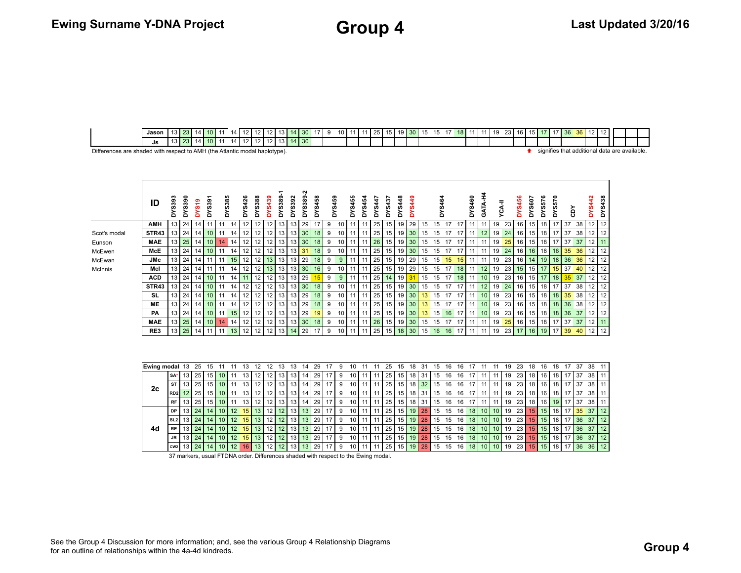| | ID | DYS393 | DYS390 | DYS19 | DYS391 | DYS385 | | DYS426 | DYS388 | DYS439 | DYS389-1 | DYS392 | DYS389-2 | DYS458 | DYS459 | | DYS455 | DYS454 | DYS447 | DYS437 | DYS448 | DYS449 | DYS464 | | | | DYS460 | GATA-H4 | YCA-II | | DYS456 | DYS607 | DYS576 | DYS570 | CDY | | DYS442 | DYS438 |
|---|---|---|---|---|---|---|---|---|---|---|---|---|---|---|---|---|---|---|---|---|---|---|---|---|---|---|---|---|---|---|---|---|---|---|---|---|---|---|
| | Jason | 13 | 23 | 14 | 10 | 11 | 14 | 12 | 12 | 12 | 13 | 14 | 30 | 17 | 9 | 10 | 11 | 11 | 25 | 15 | 19 | 30 | 15 | 15 | 17 | 18 | 11 | 11 | 19 | 23 | 16 | 15 | 17 | 17 | 36 | 36 | 12 | 12 |
| | Js | 13 | 23 | 14 | 10 | 11 | 14 | 12 | 12 | 12 | 13 | 14 | 30 | | | | | | | | | | | | | | | | | | | | | | | | | |

Differences are shaded with respect to AMH (the Atlantic modal haplotype).

⬆ signifies that additional data are available.

| | ID | DYS393 | DYS390 | DYS19 | DYS391 | DYS385 | | DYS426 | DYS388 | DYS439 | DYS389-1 | DYS392 | DYS389-2 | DYS458 | DYS459 | | DYS455 | DYS454 | DYS447 | DYS437 | DYS448 | DYS449 | DYS464 | | | | DYS460 | GATA-H4 | YCA-II | | DYS456 | DYS607 | DYS576 | DYS570 | CDY | | DYS442 | DYS438 |
|---|---|---|---|---|---|---|---|---|---|---|---|---|---|---|---|---|---|---|---|---|---|---|---|---|---|---|---|---|---|---|---|---|---|---|---|---|---|---|
| | AMH | 13 | 24 | 14 | 11 | 11 | 14 | 12 | 12 | 12 | 13 | 13 | 29 | 17 | 9 | 10 | 11 | 11 | 25 | 15 | 19 | 29 | 15 | 15 | 17 | 17 | 11 | 11 | 19 | 23 | 16 | 15 | 18 | 17 | 37 | 38 | 12 | 12 |
| Scot's modal | STR43 | 13 | 24 | 14 | 10 | 11 | 14 | 12 | 12 | 12 | 13 | 13 | 30 | 18 | 9 | 10 | 11 | 11 | 25 | 15 | 19 | 30 | 15 | 15 | 17 | 17 | 11 | 12 | 19 | 24 | 16 | 15 | 18 | 17 | 37 | 38 | 12 | 12 |
| Eunson | MAE | 13 | 25 | 14 | 10 | 14 | 14 | 12 | 12 | 12 | 13 | 13 | 30 | 18 | 9 | 10 | 11 | 11 | 26 | 15 | 19 | 30 | 15 | 15 | 17 | 17 | 11 | 11 | 19 | 25 | 16 | 15 | 18 | 17 | 37 | 37 | 12 | 11 |
| McEwen | McE | 13 | 24 | 14 | 10 | 11 | 14 | 12 | 12 | 12 | 13 | 13 | 31 | 18 | 9 | 10 | 11 | 11 | 25 | 15 | 19 | 30 | 15 | 15 | 17 | 17 | 11 | 11 | 19 | 24 | 16 | 16 | 18 | 16 | 35 | 36 | 12 | 12 |
| McEwan | JMc | 13 | 24 | 14 | 11 | 11 | 15 | 12 | 12 | 13 | 13 | 13 | 29 | 18 | 9 | 9 | 11 | 11 | 25 | 15 | 19 | 29 | 15 | 15 | 15 | 15 | 11 | 11 | 19 | 23 | 16 | 14 | 19 | 18 | 36 | 36 | 12 | 12 |
| McInnis | McI | 13 | 24 | 14 | 11 | 11 | 14 | 12 | 12 | 13 | 13 | 13 | 30 | 16 | 9 | 10 | 11 | 11 | 25 | 15 | 19 | 29 | 15 | 15 | 17 | 18 | 11 | 12 | 19 | 23 | 15 | 15 | 17 | 15 | 37 | 40 | 12 | 12 |
| | ACD | 13 | 24 | 14 | 10 | 11 | 14 | 11 | 12 | 12 | 13 | 13 | 29 | 15 | 9 | 9 | 11 | 11 | 25 | 14 | 19 | 31 | 15 | 15 | 17 | 18 | 11 | 10 | 19 | 23 | 16 | 15 | 17 | 18 | 35 | 37 | 12 | 12 |
| | STR43 | 13 | 24 | 14 | 10 | 11 | 14 | 12 | 12 | 12 | 13 | 13 | 30 | 18 | 9 | 10 | 11 | 11 | 25 | 15 | 19 | 30 | 15 | 15 | 17 | 17 | 11 | 12 | 19 | 24 | 16 | 15 | 18 | 17 | 37 | 38 | 12 | 12 |
| | SL | 13 | 24 | 14 | 10 | 11 | 14 | 12 | 12 | 12 | 13 | 13 | 29 | 18 | 9 | 10 | 11 | 11 | 25 | 15 | 19 | 30 | 13 | 15 | 17 | 17 | 11 | 10 | 19 | 23 | 16 | 15 | 18 | 18 | 35 | 38 | 12 | 12 |
| | ME | 13 | 24 | 14 | 10 | 11 | 14 | 12 | 12 | 12 | 13 | 13 | 29 | 18 | 9 | 10 | 11 | 11 | 25 | 15 | 19 | 30 | 13 | 15 | 17 | 17 | 11 | 10 | 19 | 23 | 16 | 15 | 18 | 18 | 36 | 38 | 12 | 12 |
| | PA | 13 | 24 | 14 | 10 | 11 | 15 | 12 | 12 | 12 | 13 | 13 | 29 | 19 | 9 | 10 | 11 | 11 | 25 | 15 | 19 | 30 | 13 | 15 | 16 | 17 | 11 | 10 | 19 | 23 | 16 | 15 | 18 | 18 | 36 | 37 | 12 | 12 |
| | MAE | 13 | 25 | 14 | 10 | 14 | 14 | 12 | 12 | 12 | 13 | 13 | 30 | 18 | 9 | 10 | 11 | 11 | 26 | 15 | 19 | 30 | 15 | 15 | 17 | 17 | 11 | 11 | 19 | 25 | 16 | 15 | 18 | 17 | 37 | 37 | 12 | 11 |
| | RE3 | 13 | 25 | 14 | 11 | 11 | 13 | 12 | 12 | 12 | 13 | 14 | 29 | 17 | 9 | 10 | 11 | 11 | 25 | 15 | 18 | 30 | 15 | 16 | 16 | 17 | 11 | 11 | 19 | 23 | 17 | 16 | 19 | 17 | 39 | 40 | 12 | 12 |

| | | | | | | | | | | | | | | | | | | | | | | | | | | | | | | | | | | | | | | |
|---|---|---|---|---|---|---|---|---|---|---|---|---|---|---|---|---|---|---|---|---|---|---|---|---|---|---|---|---|---|---|---|---|---|---|---|---|---|---|
| Ewing modal | | 13 | 25 | 15 | 11 | 11 | 13 | 12 | 12 | 12 | 13 | 13 | 14 | 29 | 17 | 9 | 10 | 11 | 11 | 25 | 15 | 18 | 31 | 15 | 16 | 16 | 17 | 11 | 11 | 19 | 23 | 18 | 16 | 18 | 17 | 37 | 38 | 11 |
| 2c | SA* | 13 | 25 | 15 | 10 | 11 | 13 | 12 | 12 | 12 | 13 | 13 | 14 | 29 | 17 | 9 | 10 | 11 | 11 | 25 | 15 | 18 | 31 | 15 | 16 | 16 | 17 | 11 | 11 | 19 | 23 | 18 | 16 | 18 | 17 | 37 | 38 | 11 |
| | ST | 13 | 25 | 15 | 10 | 11 | 13 | 12 | 12 | 12 | 13 | 13 | 14 | 29 | 17 | 9 | 10 | 11 | 11 | 25 | 15 | 18 | 32 | 15 | 16 | 16 | 17 | 11 | 11 | 19 | 23 | 18 | 16 | 18 | 17 | 37 | 38 | 11 |
| | RD2 | 12 | 25 | 15 | 10 | 11 | 13 | 12 | 12 | 12 | 13 | 13 | 14 | 29 | 17 | 9 | 10 | 11 | 11 | 25 | 15 | 18 | 31 | 15 | 16 | 16 | 17 | 11 | 11 | 19 | 23 | 18 | 16 | 18 | 17 | 37 | 38 | 11 |
| | RF | 13 | 25 | 15 | 10 | 11 | 13 | 12 | 12 | 12 | 13 | 13 | 14 | 29 | 17 | 9 | 10 | 11 | 11 | 25 | 15 | 18 | 31 | 15 | 16 | 16 | 17 | 11 | 11 | 19 | 23 | 18 | 16 | 19 | 17 | 37 | 38 | 11 |
| 4d | DP | 13 | 24 | 14 | 10 | 12 | 15 | 13 | 12 | 12 | 12 | 13 | 13 | 29 | 17 | 9 | 10 | 11 | 11 | 25 | 15 | 19 | 28 | 15 | 15 | 16 | 18 | 10 | 10 | 19 | 23 | 15 | 15 | 18 | 17 | 35 | 37 | 12 |
| | SL2 | 13 | 24 | 14 | 10 | 12 | 15 | 13 | 12 | 12 | 12 | 13 | 13 | 29 | 17 | 9 | 10 | 11 | 11 | 25 | 15 | 19 | 28 | 15 | 15 | 16 | 18 | 10 | 10 | 19 | 23 | 15 | 15 | 18 | 17 | 36 | 37 | 12 |
| | RE | 13 | 24 | 14 | 10 | 12 | 15 | 13 | 12 | 12 | 12 | 13 | 13 | 29 | 17 | 9 | 10 | 11 | 11 | 25 | 15 | 19 | 28 | 15 | 15 | 16 | 18 | 10 | 10 | 19 | 23 | 15 | 15 | 18 | 17 | 36 | 37 | 12 |
| | JR | 13 | 24 | 14 | 10 | 12 | 15 | 13 | 12 | 12 | 12 | 13 | 13 | 29 | 17 | 9 | 10 | 11 | 11 | 25 | 15 | 19 | 28 | 15 | 15 | 16 | 18 | 10 | 10 | 19 | 23 | 15 | 15 | 18 | 17 | 36 | 37 | 12 |
| | CW2 | 13 | 24 | 14 | 10 | 12 | 16 | 13 | 12 | 12 | 12 | 13 | 13 | 29 | 17 | 9 | 10 | 11 | 11 | 25 | 15 | 19 | 28 | 15 | 15 | 16 | 18 | 10 | 10 | 19 | 23 | 15 | 15 | 18 | 17 | 36 | 36 | 12 |

37 markers, usual FTDNA order. Differences shaded with respect to the Ewing modal.

See the Group 4 Discussion for more information; and, see the various Group 4 Relationship Diagrams for an outline of relationships within the 4a-4d kindreds.